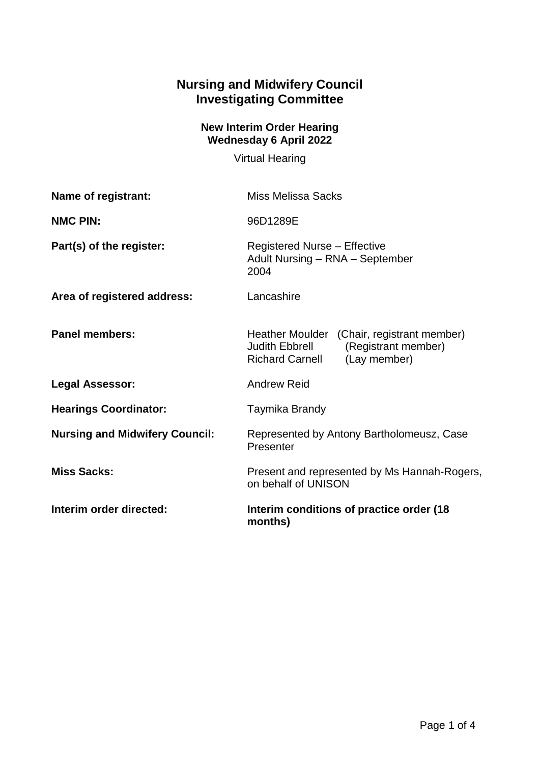# Nursing and Midwifery Council
# Investigating Committee

### New Interim Order Hearing
### Wednesday 6 April 2022

Virtual Hearing

| | |
|---|---|
| **Name of registrant:** | Miss Melissa Sacks |
| **NMC PIN:** | 96D1289E |
| **Part(s) of the register:** | Registered Nurse – Effective<br>Adult Nursing – RNA – September 2004 |
| **Area of registered address:** | Lancashire |
| **Panel members:** | Heather Moulder (Chair, registrant member)<br>Judith Ebbrell (Registrant member)<br>Richard Carnell (Lay member) |
| **Legal Assessor:** | Andrew Reid |
| **Hearings Coordinator:** | Taymika Brandy |
| **Nursing and Midwifery Council:** | Represented by Antony Bartholomeusz, Case Presenter |
| **Miss Sacks:** | Present and represented by Ms Hannah-Rogers, on behalf of UNISON |
| **Interim order directed:** | **Interim conditions of practice order (18 months)** |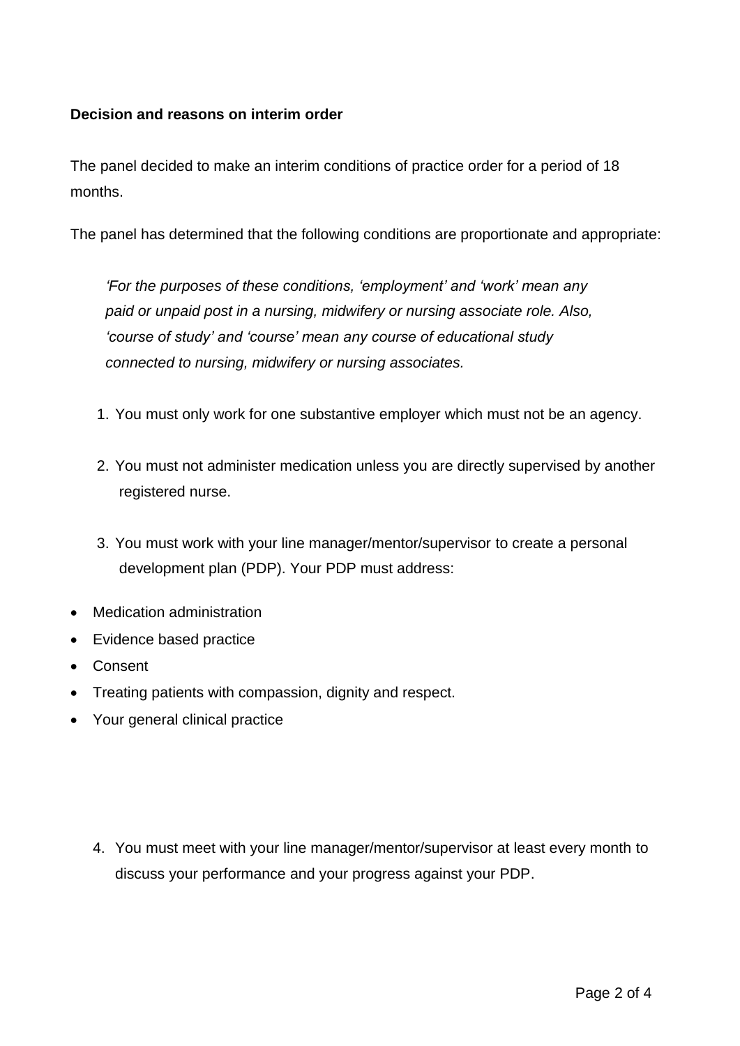**Decision and reasons on interim order**

The panel decided to make an interim conditions of practice order for a period of 18 months.

The panel has determined that the following conditions are proportionate and appropriate:

> *'For the purposes of these conditions, 'employment' and 'work' mean any paid or unpaid post in a nursing, midwifery or nursing associate role. Also, 'course of study' and 'course' mean any course of educational study connected to nursing, midwifery or nursing associates.*

1. You must only work for one substantive employer which must not be an agency.

2. You must not administer medication unless you are directly supervised by another registered nurse.

3. You must work with your line manager/mentor/supervisor to create a personal development plan (PDP). Your PDP must address:

- Medication administration
- Evidence based practice
- Consent
- Treating patients with compassion, dignity and respect.
- Your general clinical practice

4. You must meet with your line manager/mentor/supervisor at least every month to discuss your performance and your progress against your PDP.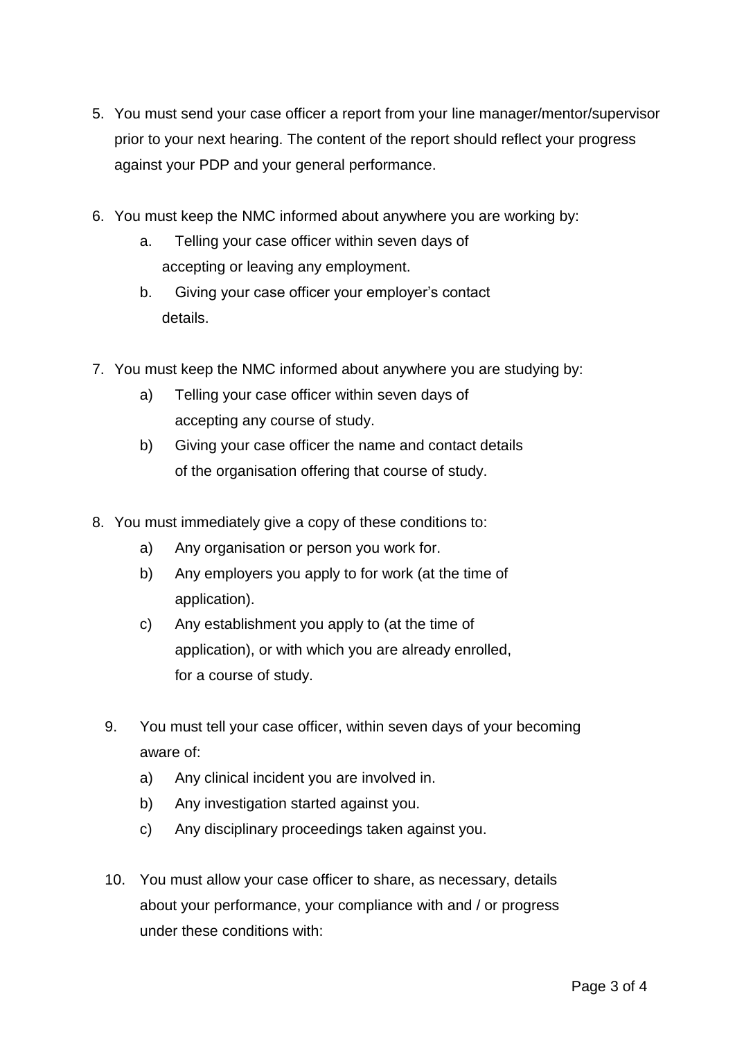5. You must send your case officer a report from your line manager/mentor/supervisor prior to your next hearing. The content of the report should reflect your progress against your PDP and your general performance.

6. You must keep the NMC informed about anywhere you are working by:
   a. Telling your case officer within seven days of accepting or leaving any employment.
   b. Giving your case officer your employer's contact details.

7. You must keep the NMC informed about anywhere you are studying by:
   a) Telling your case officer within seven days of accepting any course of study.
   b) Giving your case officer the name and contact details of the organisation offering that course of study.

8. You must immediately give a copy of these conditions to:
   a) Any organisation or person you work for.
   b) Any employers you apply to for work (at the time of application).
   c) Any establishment you apply to (at the time of application), or with which you are already enrolled, for a course of study.

9. You must tell your case officer, within seven days of your becoming aware of:
   a) Any clinical incident you are involved in.
   b) Any investigation started against you.
   c) Any disciplinary proceedings taken against you.

10. You must allow your case officer to share, as necessary, details about your performance, your compliance with and / or progress under these conditions with: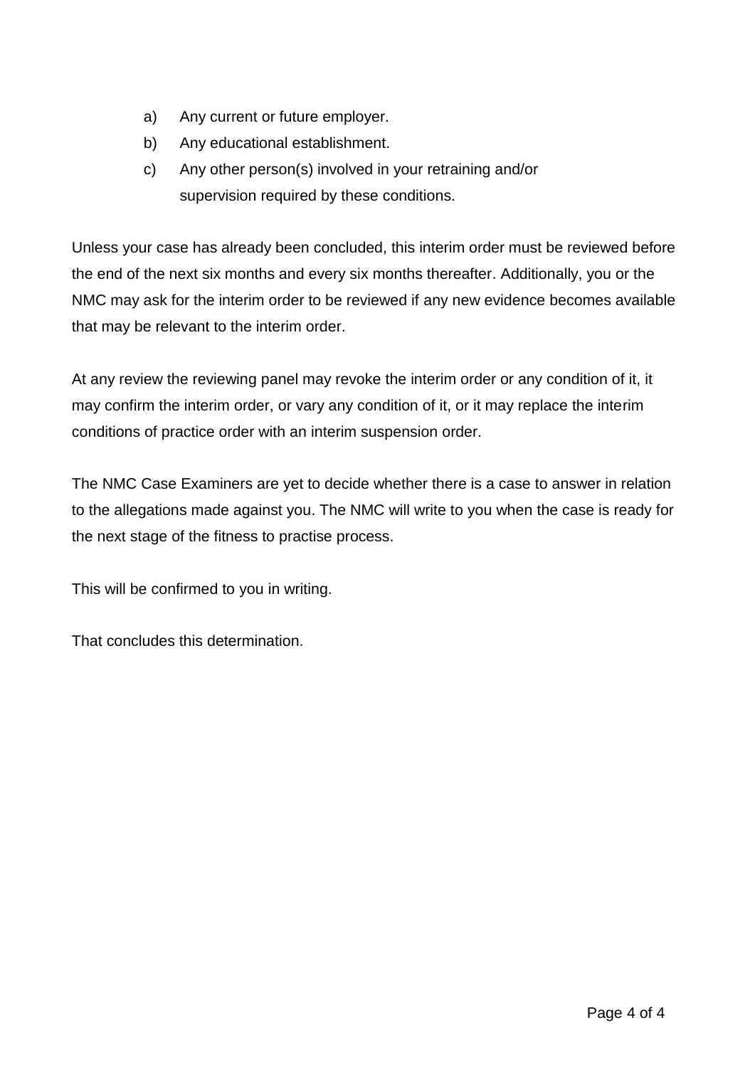a) Any current or future employer.
b) Any educational establishment.
c) Any other person(s) involved in your retraining and/or supervision required by these conditions.

Unless your case has already been concluded, this interim order must be reviewed before the end of the next six months and every six months thereafter. Additionally, you or the NMC may ask for the interim order to be reviewed if any new evidence becomes available that may be relevant to the interim order.

At any review the reviewing panel may revoke the interim order or any condition of it, it may confirm the interim order, or vary any condition of it, or it may replace the interim conditions of practice order with an interim suspension order.

The NMC Case Examiners are yet to decide whether there is a case to answer in relation to the allegations made against you. The NMC will write to you when the case is ready for the next stage of the fitness to practise process.

This will be confirmed to you in writing.

That concludes this determination.